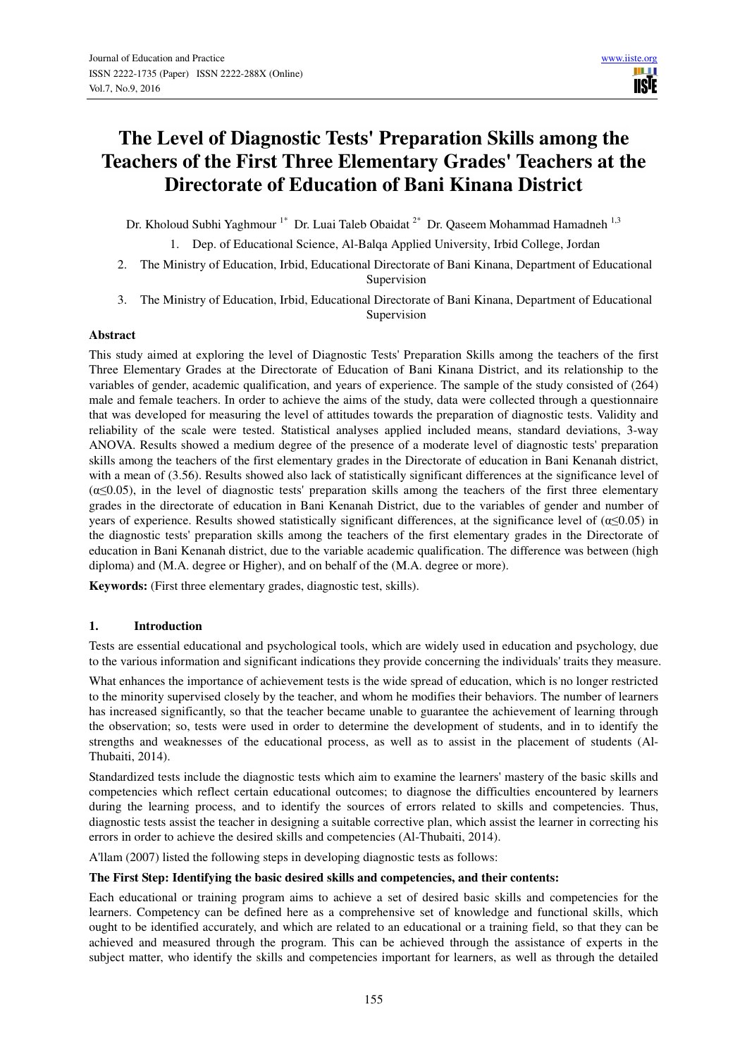# The Level of Diagnostic Tests' Preparation Skills among the Teachers of the First Three Elementary Grades' Teachers at the Directorate of Education of Bani Kinana District

Dr. Kholoud Subhi Yaghmour [1*] Dr. Luai Taleb Obaidat [2*] Dr. Qaseem Mohammad Hamadneh [1,3]

1. Dep. of Educational Science, Al-Balqa Applied University, Irbid College, Jordan
2. The Ministry of Education, Irbid, Educational Directorate of Bani Kinana, Department of Educational Supervision
3. The Ministry of Education, Irbid, Educational Directorate of Bani Kinana, Department of Educational Supervision

## Abstract

This study aimed at exploring the level of Diagnostic Tests' Preparation Skills among the teachers of the first Three Elementary Grades at the Directorate of Education of Bani Kinana District, and its relationship to the variables of gender, academic qualification, and years of experience. The sample of the study consisted of (264) male and female teachers. In order to achieve the aims of the study, data were collected through a questionnaire that was developed for measuring the level of attitudes towards the preparation of diagnostic tests. Validity and reliability of the scale were tested. Statistical analyses applied included means, standard deviations, 3-way ANOVA. Results showed a medium degree of the presence of a moderate level of diagnostic tests' preparation skills among the teachers of the first elementary grades in the Directorate of education in Bani Kenanah district, with a mean of (3.56). Results showed also lack of statistically significant differences at the significance level of ($\alpha \leq 0.05$), in the level of diagnostic tests' preparation skills among the teachers of the first three elementary grades in the directorate of education in Bani Kenanah District, due to the variables of gender and number of years of experience. Results showed statistically significant differences, at the significance level of ($\alpha \leq 0.05$) in the diagnostic tests' preparation skills among the teachers of the first elementary grades in the Directorate of education in Bani Kenanah district, due to the variable academic qualification. The difference was between (high diploma) and (M.A. degree or Higher), and on behalf of the (M.A. degree or more).

**Keywords:** (First three elementary grades, diagnostic test, skills).

## 1. Introduction

Tests are essential educational and psychological tools, which are widely used in education and psychology, due to the various information and significant indications they provide concerning the individuals' traits they measure.

What enhances the importance of achievement tests is the wide spread of education, which is no longer restricted to the minority supervised closely by the teacher, and whom he modifies their behaviors. The number of learners has increased significantly, so that the teacher became unable to guarantee the achievement of learning through the observation; so, tests were used in order to determine the development of students, and in to identify the strengths and weaknesses of the educational process, as well as to assist in the placement of students (Al-Thubaiti, 2014).

Standardized tests include the diagnostic tests which aim to examine the learners' mastery of the basic skills and competencies which reflect certain educational outcomes; to diagnose the difficulties encountered by learners during the learning process, and to identify the sources of errors related to skills and competencies. Thus, diagnostic tests assist the teacher in designing a suitable corrective plan, which assist the learner in correcting his errors in order to achieve the desired skills and competencies (Al-Thubaiti, 2014).

A'llam (2007) listed the following steps in developing diagnostic tests as follows:

**The First Step: Identifying the basic desired skills and competencies, and their contents:**

Each educational or training program aims to achieve a set of desired basic skills and competencies for the learners. Competency can be defined here as a comprehensive set of knowledge and functional skills, which ought to be identified accurately, and which are related to an educational or a training field, so that they can be achieved and measured through the program. This can be achieved through the assistance of experts in the subject matter, who identify the skills and competencies important for learners, as well as through the detailed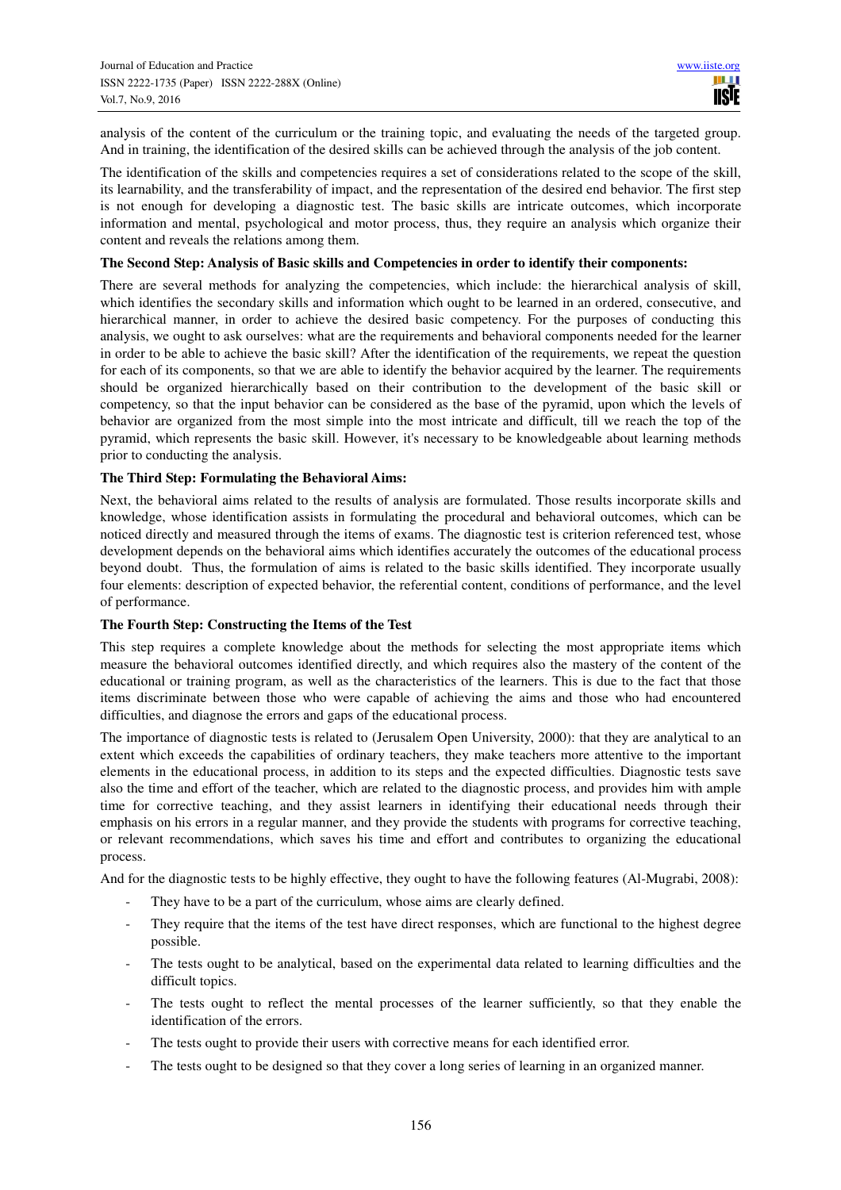analysis of the content of the curriculum or the training topic, and evaluating the needs of the targeted group. And in training, the identification of the desired skills can be achieved through the analysis of the job content.

The identification of the skills and competencies requires a set of considerations related to the scope of the skill, its learnability, and the transferability of impact, and the representation of the desired end behavior. The first step is not enough for developing a diagnostic test. The basic skills are intricate outcomes, which incorporate information and mental, psychological and motor process, thus, they require an analysis which organize their content and reveals the relations among them.

**The Second Step: Analysis of Basic skills and Competencies in order to identify their components:**

There are several methods for analyzing the competencies, which include: the hierarchical analysis of skill, which identifies the secondary skills and information which ought to be learned in an ordered, consecutive, and hierarchical manner, in order to achieve the desired basic competency. For the purposes of conducting this analysis, we ought to ask ourselves: what are the requirements and behavioral components needed for the learner in order to be able to achieve the basic skill? After the identification of the requirements, we repeat the question for each of its components, so that we are able to identify the behavior acquired by the learner. The requirements should be organized hierarchically based on their contribution to the development of the basic skill or competency, so that the input behavior can be considered as the base of the pyramid, upon which the levels of behavior are organized from the most simple into the most intricate and difficult, till we reach the top of the pyramid, which represents the basic skill. However, it's necessary to be knowledgeable about learning methods prior to conducting the analysis.

**The Third Step: Formulating the Behavioral Aims:**

Next, the behavioral aims related to the results of analysis are formulated. Those results incorporate skills and knowledge, whose identification assists in formulating the procedural and behavioral outcomes, which can be noticed directly and measured through the items of exams. The diagnostic test is criterion referenced test, whose development depends on the behavioral aims which identifies accurately the outcomes of the educational process beyond doubt. Thus, the formulation of aims is related to the basic skills identified. They incorporate usually four elements: description of expected behavior, the referential content, conditions of performance, and the level of performance.

**The Fourth Step: Constructing the Items of the Test**

This step requires a complete knowledge about the methods for selecting the most appropriate items which measure the behavioral outcomes identified directly, and which requires also the mastery of the content of the educational or training program, as well as the characteristics of the learners. This is due to the fact that those items discriminate between those who were capable of achieving the aims and those who had encountered difficulties, and diagnose the errors and gaps of the educational process.

The importance of diagnostic tests is related to (Jerusalem Open University, 2000): that they are analytical to an extent which exceeds the capabilities of ordinary teachers, they make teachers more attentive to the important elements in the educational process, in addition to its steps and the expected difficulties. Diagnostic tests save also the time and effort of the teacher, which are related to the diagnostic process, and provides him with ample time for corrective teaching, and they assist learners in identifying their educational needs through their emphasis on his errors in a regular manner, and they provide the students with programs for corrective teaching, or relevant recommendations, which saves his time and effort and contributes to organizing the educational process.

And for the diagnostic tests to be highly effective, they ought to have the following features (Al-Mugrabi, 2008):

- They have to be a part of the curriculum, whose aims are clearly defined.
- They require that the items of the test have direct responses, which are functional to the highest degree possible.
- The tests ought to be analytical, based on the experimental data related to learning difficulties and the difficult topics.
- The tests ought to reflect the mental processes of the learner sufficiently, so that they enable the identification of the errors.
- The tests ought to provide their users with corrective means for each identified error.
- The tests ought to be designed so that they cover a long series of learning in an organized manner.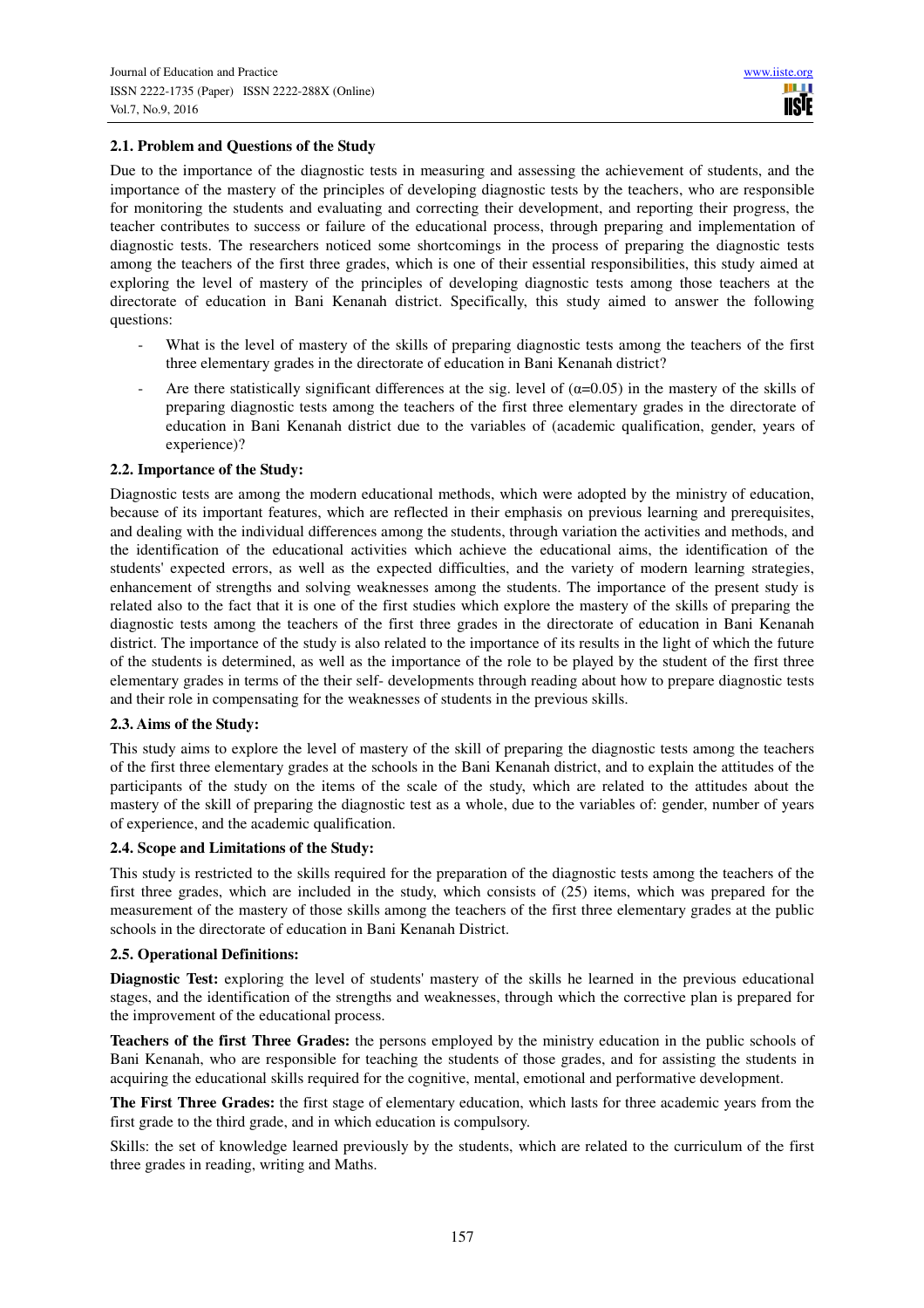### 2.1. Problem and Questions of the Study

Due to the importance of the diagnostic tests in measuring and assessing the achievement of students, and the importance of the mastery of the principles of developing diagnostic tests by the teachers, who are responsible for monitoring the students and evaluating and correcting their development, and reporting their progress, the teacher contributes to success or failure of the educational process, through preparing and implementation of diagnostic tests. The researchers noticed some shortcomings in the process of preparing the diagnostic tests among the teachers of the first three grades, which is one of their essential responsibilities, this study aimed at exploring the level of mastery of the principles of developing diagnostic tests among those teachers at the directorate of education in Bani Kenanah district. Specifically, this study aimed to answer the following questions:

- What is the level of mastery of the skills of preparing diagnostic tests among the teachers of the first three elementary grades in the directorate of education in Bani Kenanah district?
- Are there statistically significant differences at the sig. level of ($\alpha$=0.05) in the mastery of the skills of preparing diagnostic tests among the teachers of the first three elementary grades in the directorate of education in Bani Kenanah district due to the variables of (academic qualification, gender, years of experience)?

### 2.2. Importance of the Study:

Diagnostic tests are among the modern educational methods, which were adopted by the ministry of education, because of its important features, which are reflected in their emphasis on previous learning and prerequisites, and dealing with the individual differences among the students, through variation the activities and methods, and the identification of the educational activities which achieve the educational aims, the identification of the students' expected errors, as well as the expected difficulties, and the variety of modern learning strategies, enhancement of strengths and solving weaknesses among the students. The importance of the present study is related also to the fact that it is one of the first studies which explore the mastery of the skills of preparing the diagnostic tests among the teachers of the first three grades in the directorate of education in Bani Kenanah district. The importance of the study is also related to the importance of its results in the light of which the future of the students is determined, as well as the importance of the role to be played by the student of the first three elementary grades in terms of the their self- developments through reading about how to prepare diagnostic tests and their role in compensating for the weaknesses of students in the previous skills.

### 2.3. Aims of the Study:

This study aims to explore the level of mastery of the skill of preparing the diagnostic tests among the teachers of the first three elementary grades at the schools in the Bani Kenanah district, and to explain the attitudes of the participants of the study on the items of the scale of the study, which are related to the attitudes about the mastery of the skill of preparing the diagnostic test as a whole, due to the variables of: gender, number of years of experience, and the academic qualification.

### 2.4. Scope and Limitations of the Study:

This study is restricted to the skills required for the preparation of the diagnostic tests among the teachers of the first three grades, which are included in the study, which consists of (25) items, which was prepared for the measurement of the mastery of those skills among the teachers of the first three elementary grades at the public schools in the directorate of education in Bani Kenanah District.

### 2.5. Operational Definitions:

**Diagnostic Test:** exploring the level of students' mastery of the skills he learned in the previous educational stages, and the identification of the strengths and weaknesses, through which the corrective plan is prepared for the improvement of the educational process.

**Teachers of the first Three Grades:** the persons employed by the ministry education in the public schools of Bani Kenanah, who are responsible for teaching the students of those grades, and for assisting the students in acquiring the educational skills required for the cognitive, mental, emotional and performative development.

**The First Three Grades:** the first stage of elementary education, which lasts for three academic years from the first grade to the third grade, and in which education is compulsory.

Skills: the set of knowledge learned previously by the students, which are related to the curriculum of the first three grades in reading, writing and Maths.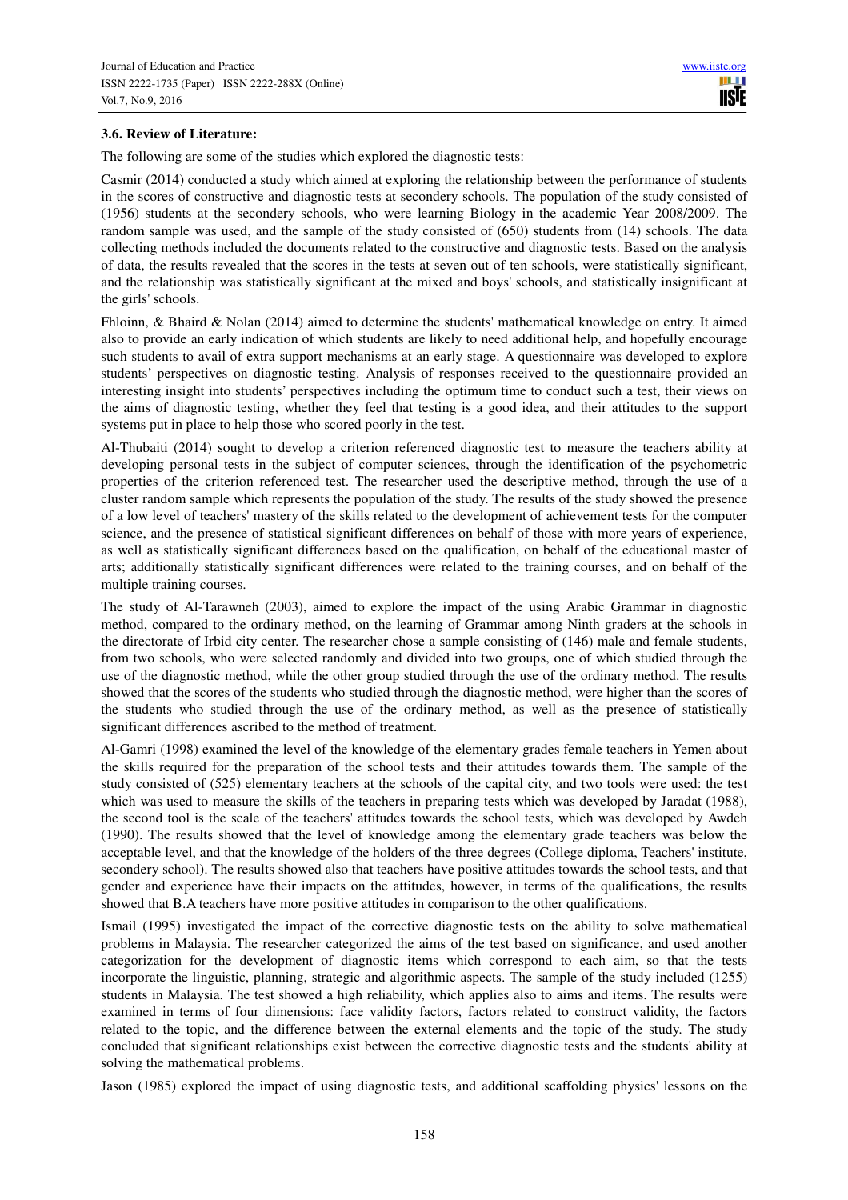### 3.6. Review of Literature:

The following are some of the studies which explored the diagnostic tests:

Casmir (2014) conducted a study which aimed at exploring the relationship between the performance of students in the scores of constructive and diagnostic tests at secondery schools. The population of the study consisted of (1956) students at the secondery schools, who were learning Biology in the academic Year 2008/2009. The random sample was used, and the sample of the study consisted of (650) students from (14) schools. The data collecting methods included the documents related to the constructive and diagnostic tests. Based on the analysis of data, the results revealed that the scores in the tests at seven out of ten schools, were statistically significant, and the relationship was statistically significant at the mixed and boys' schools, and statistically insignificant at the girls' schools.

Fhloinn, & Bhaird & Nolan (2014) aimed to determine the students' mathematical knowledge on entry. It aimed also to provide an early indication of which students are likely to need additional help, and hopefully encourage such students to avail of extra support mechanisms at an early stage. A questionnaire was developed to explore students' perspectives on diagnostic testing. Analysis of responses received to the questionnaire provided an interesting insight into students' perspectives including the optimum time to conduct such a test, their views on the aims of diagnostic testing, whether they feel that testing is a good idea, and their attitudes to the support systems put in place to help those who scored poorly in the test.

Al-Thubaiti (2014) sought to develop a criterion referenced diagnostic test to measure the teachers ability at developing personal tests in the subject of computer sciences, through the identification of the psychometric properties of the criterion referenced test. The researcher used the descriptive method, through the use of a cluster random sample which represents the population of the study. The results of the study showed the presence of a low level of teachers' mastery of the skills related to the development of achievement tests for the computer science, and the presence of statistical significant differences on behalf of those with more years of experience, as well as statistically significant differences based on the qualification, on behalf of the educational master of arts; additionally statistically significant differences were related to the training courses, and on behalf of the multiple training courses.

The study of Al-Tarawneh (2003), aimed to explore the impact of the using Arabic Grammar in diagnostic method, compared to the ordinary method, on the learning of Grammar among Ninth graders at the schools in the directorate of Irbid city center. The researcher chose a sample consisting of (146) male and female students, from two schools, who were selected randomly and divided into two groups, one of which studied through the use of the diagnostic method, while the other group studied through the use of the ordinary method. The results showed that the scores of the students who studied through the diagnostic method, were higher than the scores of the students who studied through the use of the ordinary method, as well as the presence of statistically significant differences ascribed to the method of treatment.

Al-Gamri (1998) examined the level of the knowledge of the elementary grades female teachers in Yemen about the skills required for the preparation of the school tests and their attitudes towards them. The sample of the study consisted of (525) elementary teachers at the schools of the capital city, and two tools were used: the test which was used to measure the skills of the teachers in preparing tests which was developed by Jaradat (1988), the second tool is the scale of the teachers' attitudes towards the school tests, which was developed by Awdeh (1990). The results showed that the level of knowledge among the elementary grade teachers was below the acceptable level, and that the knowledge of the holders of the three degrees (College diploma, Teachers' institute, secondery school). The results showed also that teachers have positive attitudes towards the school tests, and that gender and experience have their impacts on the attitudes, however, in terms of the qualifications, the results showed that B.A teachers have more positive attitudes in comparison to the other qualifications.

Ismail (1995) investigated the impact of the corrective diagnostic tests on the ability to solve mathematical problems in Malaysia. The researcher categorized the aims of the test based on significance, and used another categorization for the development of diagnostic items which correspond to each aim, so that the tests incorporate the linguistic, planning, strategic and algorithmic aspects. The sample of the study included (1255) students in Malaysia. The test showed a high reliability, which applies also to aims and items. The results were examined in terms of four dimensions: face validity factors, factors related to construct validity, the factors related to the topic, and the difference between the external elements and the topic of the study. The study concluded that significant relationships exist between the corrective diagnostic tests and the students' ability at solving the mathematical problems.

Jason (1985) explored the impact of using diagnostic tests, and additional scaffolding physics' lessons on the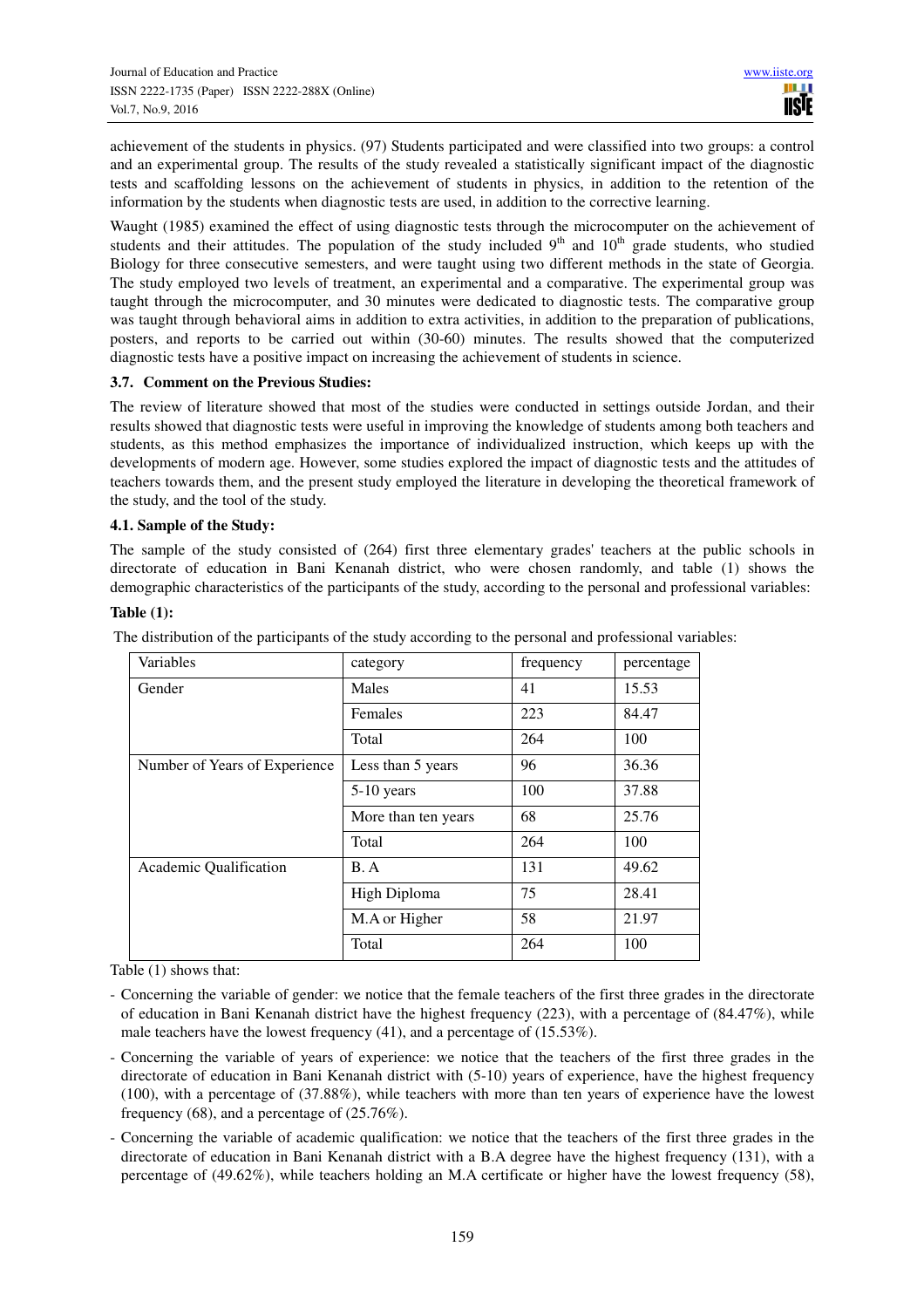achievement of the students in physics. (97) Students participated and were classified into two groups: a control and an experimental group. The results of the study revealed a statistically significant impact of the diagnostic tests and scaffolding lessons on the achievement of students in physics, in addition to the retention of the information by the students when diagnostic tests are used, in addition to the corrective learning.

Waught (1985) examined the effect of using diagnostic tests through the microcomputer on the achievement of students and their attitudes. The population of the study included 9th and 10th grade students, who studied Biology for three consecutive semesters, and were taught using two different methods in the state of Georgia. The study employed two levels of treatment, an experimental and a comparative. The experimental group was taught through the microcomputer, and 30 minutes were dedicated to diagnostic tests. The comparative group was taught through behavioral aims in addition to extra activities, in addition to the preparation of publications, posters, and reports to be carried out within (30-60) minutes. The results showed that the computerized diagnostic tests have a positive impact on increasing the achievement of students in science.

### 3.7. Comment on the Previous Studies:

The review of literature showed that most of the studies were conducted in settings outside Jordan, and their results showed that diagnostic tests were useful in improving the knowledge of students among both teachers and students, as this method emphasizes the importance of individualized instruction, which keeps up with the developments of modern age. However, some studies explored the impact of diagnostic tests and the attitudes of teachers towards them, and the present study employed the literature in developing the theoretical framework of the study, and the tool of the study.

### 4.1. Sample of the Study:

The sample of the study consisted of (264) first three elementary grades' teachers at the public schools in directorate of education in Bani Kenanah district, who were chosen randomly, and table (1) shows the demographic characteristics of the participants of the study, according to the personal and professional variables:

**Table (1):**

The distribution of the participants of the study according to the personal and professional variables:

| Variables | category | frequency | percentage |
|---|---|---|---|
| Gender | Males | 41 | 15.53 |
| | Females | 223 | 84.47 |
| | Total | 264 | 100 |
| Number of Years of Experience | Less than 5 years | 96 | 36.36 |
| | 5-10 years | 100 | 37.88 |
| | More than ten years | 68 | 25.76 |
| | Total | 264 | 100 |
| Academic Qualification | B. A | 131 | 49.62 |
| | High Diploma | 75 | 28.41 |
| | M.A or Higher | 58 | 21.97 |
| | Total | 264 | 100 |

Table (1) shows that:

- Concerning the variable of gender: we notice that the female teachers of the first three grades in the directorate of education in Bani Kenanah district have the highest frequency (223), with a percentage of (84.47%), while male teachers have the lowest frequency (41), and a percentage of (15.53%).
- Concerning the variable of years of experience: we notice that the teachers of the first three grades in the directorate of education in Bani Kenanah district with (5-10) years of experience, have the highest frequency (100), with a percentage of (37.88%), while teachers with more than ten years of experience have the lowest frequency (68), and a percentage of (25.76%).
- Concerning the variable of academic qualification: we notice that the teachers of the first three grades in the directorate of education in Bani Kenanah district with a B.A degree have the highest frequency (131), with a percentage of (49.62%), while teachers holding an M.A certificate or higher have the lowest frequency (58),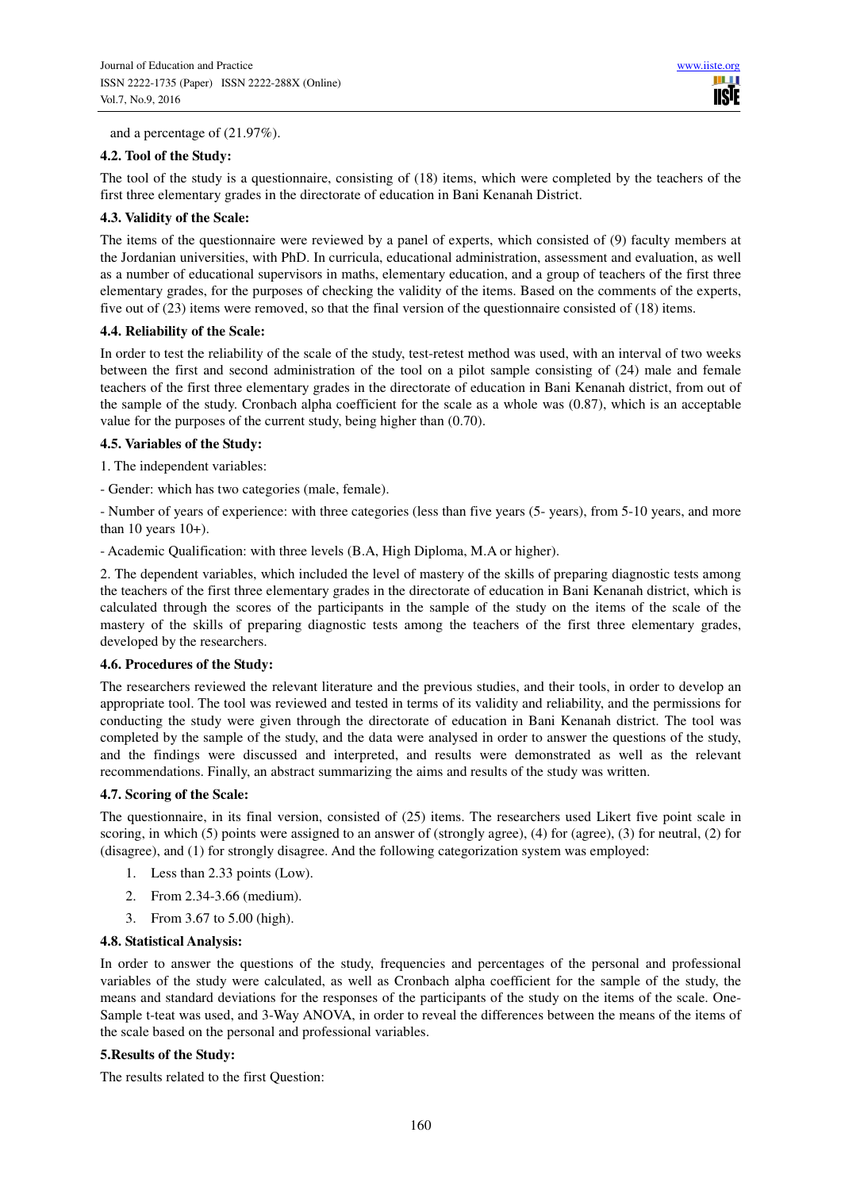and a percentage of (21.97%).

### 4.2. Tool of the Study:

The tool of the study is a questionnaire, consisting of (18) items, which were completed by the teachers of the first three elementary grades in the directorate of education in Bani Kenanah District.

### 4.3. Validity of the Scale:

The items of the questionnaire were reviewed by a panel of experts, which consisted of (9) faculty members at the Jordanian universities, with PhD. In curricula, educational administration, assessment and evaluation, as well as a number of educational supervisors in maths, elementary education, and a group of teachers of the first three elementary grades, for the purposes of checking the validity of the items. Based on the comments of the experts, five out of (23) items were removed, so that the final version of the questionnaire consisted of (18) items.

### 4.4. Reliability of the Scale:

In order to test the reliability of the scale of the study, test-retest method was used, with an interval of two weeks between the first and second administration of the tool on a pilot sample consisting of (24) male and female teachers of the first three elementary grades in the directorate of education in Bani Kenanah district, from out of the sample of the study. Cronbach alpha coefficient for the scale as a whole was (0.87), which is an acceptable value for the purposes of the current study, being higher than (0.70).

### 4.5. Variables of the Study:

1. The independent variables:

- Gender: which has two categories (male, female).

- Number of years of experience: with three categories (less than five years (5- years), from 5-10 years, and more than 10 years 10+).

- Academic Qualification: with three levels (B.A, High Diploma, M.A or higher).

2. The dependent variables, which included the level of mastery of the skills of preparing diagnostic tests among the teachers of the first three elementary grades in the directorate of education in Bani Kenanah district, which is calculated through the scores of the participants in the sample of the study on the items of the scale of the mastery of the skills of preparing diagnostic tests among the teachers of the first three elementary grades, developed by the researchers.

### 4.6. Procedures of the Study:

The researchers reviewed the relevant literature and the previous studies, and their tools, in order to develop an appropriate tool. The tool was reviewed and tested in terms of its validity and reliability, and the permissions for conducting the study were given through the directorate of education in Bani Kenanah district. The tool was completed by the sample of the study, and the data were analysed in order to answer the questions of the study, and the findings were discussed and interpreted, and results were demonstrated as well as the relevant recommendations. Finally, an abstract summarizing the aims and results of the study was written.

### 4.7. Scoring of the Scale:

The questionnaire, in its final version, consisted of (25) items. The researchers used Likert five point scale in scoring, in which (5) points were assigned to an answer of (strongly agree), (4) for (agree), (3) for neutral, (2) for (disagree), and (1) for strongly disagree. And the following categorization system was employed:

1. Less than 2.33 points (Low).
2. From 2.34-3.66 (medium).
3. From 3.67 to 5.00 (high).

### 4.8. Statistical Analysis:

In order to answer the questions of the study, frequencies and percentages of the personal and professional variables of the study were calculated, as well as Cronbach alpha coefficient for the sample of the study, the means and standard deviations for the responses of the participants of the study on the items of the scale. One-Sample t-teat was used, and 3-Way ANOVA, in order to reveal the differences between the means of the items of the scale based on the personal and professional variables.

## 5.Results of the Study:

The results related to the first Question: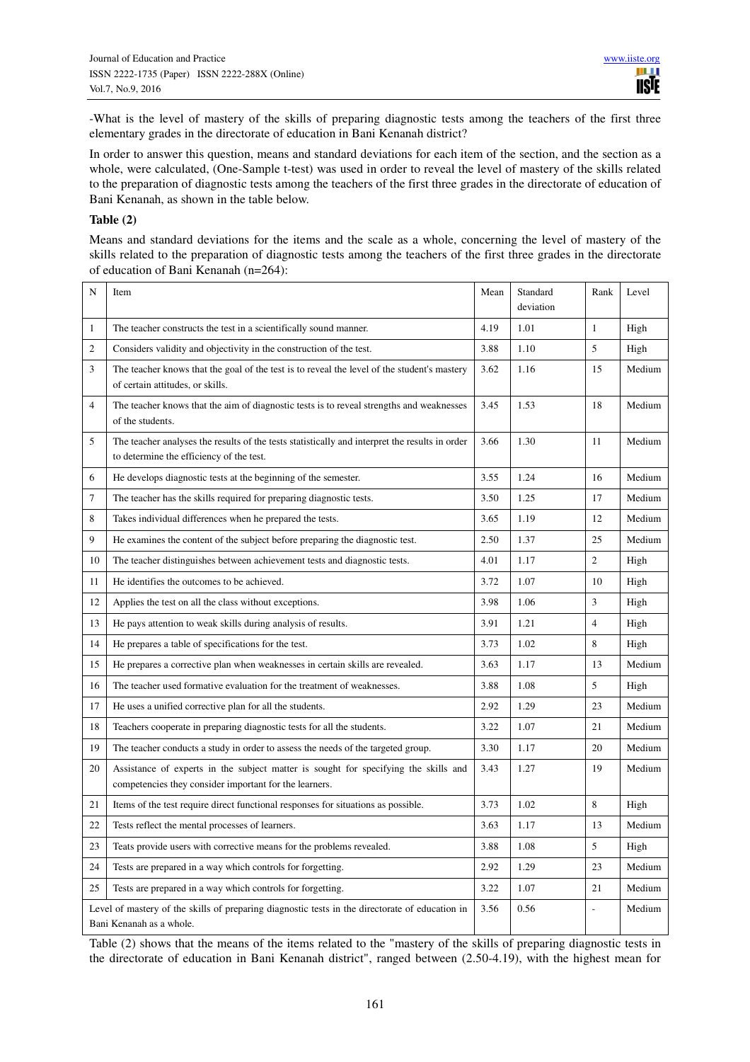-What is the level of mastery of the skills of preparing diagnostic tests among the teachers of the first three elementary grades in the directorate of education in Bani Kenanah district?

In order to answer this question, means and standard deviations for each item of the section, and the section as a whole, were calculated, (One-Sample t-test) was used in order to reveal the level of mastery of the skills related to the preparation of diagnostic tests among the teachers of the first three grades in the directorate of education of Bani Kenanah, as shown in the table below.

**Table (2)**

Means and standard deviations for the items and the scale as a whole, concerning the level of mastery of the skills related to the preparation of diagnostic tests among the teachers of the first three grades in the directorate of education of Bani Kenanah (n=264):

| N | Item | Mean | Standard deviation | Rank | Level |
|---|---|---|---|---|---|
| 1 | The teacher constructs the test in a scientifically sound manner. | 4.19 | 1.01 | 1 | High |
| 2 | Considers validity and objectivity in the construction of the test. | 3.88 | 1.10 | 5 | High |
| 3 | The teacher knows that the goal of the test is to reveal the level of the student's mastery of certain attitudes, or skills. | 3.62 | 1.16 | 15 | Medium |
| 4 | The teacher knows that the aim of diagnostic tests is to reveal strengths and weaknesses of the students. | 3.45 | 1.53 | 18 | Medium |
| 5 | The teacher analyses the results of the tests statistically and interpret the results in order to determine the efficiency of the test. | 3.66 | 1.30 | 11 | Medium |
| 6 | He develops diagnostic tests at the beginning of the semester. | 3.55 | 1.24 | 16 | Medium |
| 7 | The teacher has the skills required for preparing diagnostic tests. | 3.50 | 1.25 | 17 | Medium |
| 8 | Takes individual differences when he prepared the tests. | 3.65 | 1.19 | 12 | Medium |
| 9 | He examines the content of the subject before preparing the diagnostic test. | 2.50 | 1.37 | 25 | Medium |
| 10 | The teacher distinguishes between achievement tests and diagnostic tests. | 4.01 | 1.17 | 2 | High |
| 11 | He identifies the outcomes to be achieved. | 3.72 | 1.07 | 10 | High |
| 12 | Applies the test on all the class without exceptions. | 3.98 | 1.06 | 3 | High |
| 13 | He pays attention to weak skills during analysis of results. | 3.91 | 1.21 | 4 | High |
| 14 | He prepares a table of specifications for the test. | 3.73 | 1.02 | 8 | High |
| 15 | He prepares a corrective plan when weaknesses in certain skills are revealed. | 3.63 | 1.17 | 13 | Medium |
| 16 | The teacher used formative evaluation for the treatment of weaknesses. | 3.88 | 1.08 | 5 | High |
| 17 | He uses a unified corrective plan for all the students. | 2.92 | 1.29 | 23 | Medium |
| 18 | Teachers cooperate in preparing diagnostic tests for all the students. | 3.22 | 1.07 | 21 | Medium |
| 19 | The teacher conducts a study in order to assess the needs of the targeted group. | 3.30 | 1.17 | 20 | Medium |
| 20 | Assistance of experts in the subject matter is sought for specifying the skills and competencies they consider important for the learners. | 3.43 | 1.27 | 19 | Medium |
| 21 | Items of the test require direct functional responses for situations as possible. | 3.73 | 1.02 | 8 | High |
| 22 | Tests reflect the mental processes of learners. | 3.63 | 1.17 | 13 | Medium |
| 23 | Teats provide users with corrective means for the problems revealed. | 3.88 | 1.08 | 5 | High |
| 24 | Tests are prepared in a way which controls for forgetting. | 2.92 | 1.29 | 23 | Medium |
| 25 | Tests are prepared in a way which controls for forgetting. | 3.22 | 1.07 | 21 | Medium |
| Level of mastery of the skills of preparing diagnostic tests in the directorate of education in Bani Kenanah as a whole. | | 3.56 | 0.56 | - | Medium |

Table (2) shows that the means of the items related to the "mastery of the skills of preparing diagnostic tests in the directorate of education in Bani Kenanah district", ranged between (2.50-4.19), with the highest mean for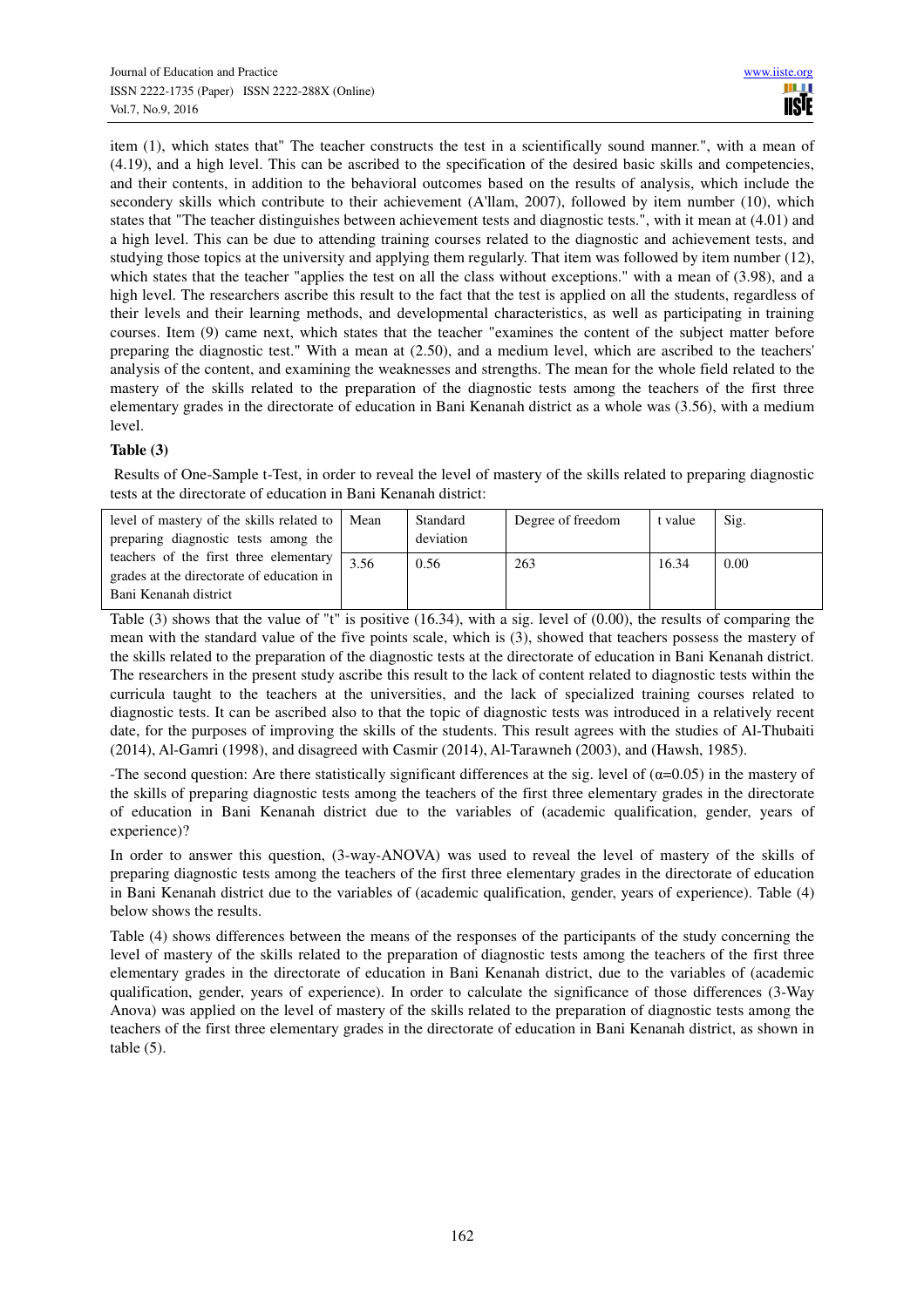item (1), which states that" The teacher constructs the test in a scientifically sound manner.", with a mean of (4.19), and a high level. This can be ascribed to the specification of the desired basic skills and competencies, and their contents, in addition to the behavioral outcomes based on the results of analysis, which include the secondery skills which contribute to their achievement (A'llam, 2007), followed by item number (10), which states that "The teacher distinguishes between achievement tests and diagnostic tests.", with it mean at (4.01) and a high level. This can be due to attending training courses related to the diagnostic and achievement tests, and studying those topics at the university and applying them regularly. That item was followed by item number (12), which states that the teacher "applies the test on all the class without exceptions." with a mean of (3.98), and a high level. The researchers ascribe this result to the fact that the test is applied on all the students, regardless of their levels and their learning methods, and developmental characteristics, as well as participating in training courses. Item (9) came next, which states that the teacher "examines the content of the subject matter before preparing the diagnostic test." With a mean at (2.50), and a medium level, which are ascribed to the teachers' analysis of the content, and examining the weaknesses and strengths. The mean for the whole field related to the mastery of the skills related to the preparation of the diagnostic tests among the teachers of the first three elementary grades in the directorate of education in Bani Kenanah district as a whole was (3.56), with a medium level.

**Table (3)**

Results of One-Sample t-Test, in order to reveal the level of mastery of the skills related to preparing diagnostic tests at the directorate of education in Bani Kenanah district:

| level of mastery of the skills related to preparing diagnostic tests among the teachers of the first three elementary grades at the directorate of education in Bani Kenanah district | Mean | Standard deviation | Degree of freedom | t value | Sig. |
|---|---|---|---|---|---|
| | 3.56 | 0.56 | 263 | 16.34 | 0.00 |

Table (3) shows that the value of "t" is positive (16.34), with a sig. level of (0.00), the results of comparing the mean with the standard value of the five points scale, which is (3), showed that teachers possess the mastery of the skills related to the preparation of the diagnostic tests at the directorate of education in Bani Kenanah district. The researchers in the present study ascribe this result to the lack of content related to diagnostic tests within the curricula taught to the teachers at the universities, and the lack of specialized training courses related to diagnostic tests. It can be ascribed also to that the topic of diagnostic tests was introduced in a relatively recent date, for the purposes of improving the skills of the students. This result agrees with the studies of Al-Thubaiti (2014), Al-Gamri (1998), and disagreed with Casmir (2014), Al-Tarawneh (2003), and (Hawsh, 1985).

-The second question: Are there statistically significant differences at the sig. level of ($\alpha$=0.05) in the mastery of the skills of preparing diagnostic tests among the teachers of the first three elementary grades in the directorate of education in Bani Kenanah district due to the variables of (academic qualification, gender, years of experience)?

In order to answer this question, (3-way-ANOVA) was used to reveal the level of mastery of the skills of preparing diagnostic tests among the teachers of the first three elementary grades in the directorate of education in Bani Kenanah district due to the variables of (academic qualification, gender, years of experience). Table (4) below shows the results.

Table (4) shows differences between the means of the responses of the participants of the study concerning the level of mastery of the skills related to the preparation of diagnostic tests among the teachers of the first three elementary grades in the directorate of education in Bani Kenanah district, due to the variables of (academic qualification, gender, years of experience). In order to calculate the significance of those differences (3-Way Anova) was applied on the level of mastery of the skills related to the preparation of diagnostic tests among the teachers of the first three elementary grades in the directorate of education in Bani Kenanah district, as shown in table (5).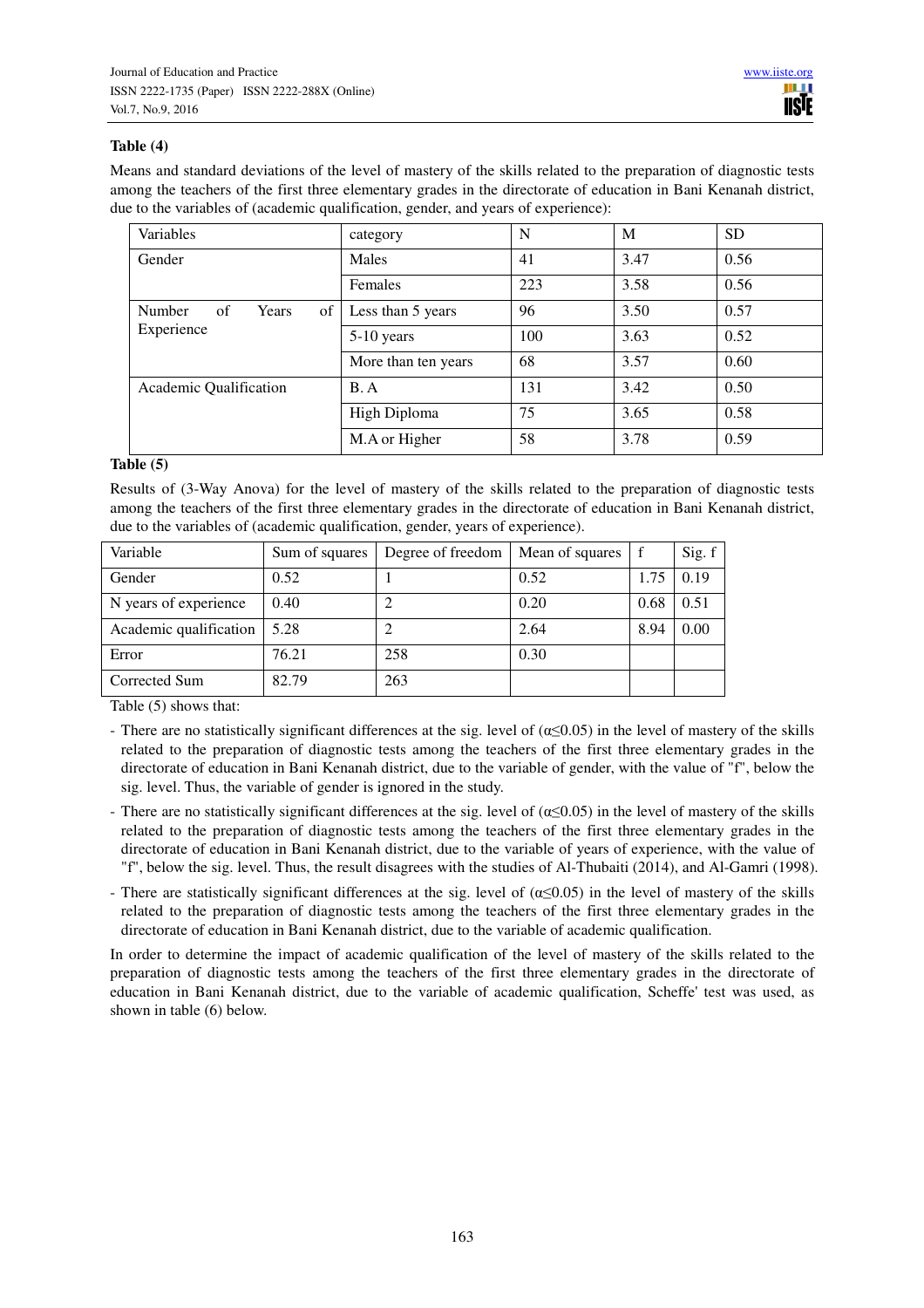**Table (4)**

Means and standard deviations of the level of mastery of the skills related to the preparation of diagnostic tests among the teachers of the first three elementary grades in the directorate of education in Bani Kenanah district, due to the variables of (academic qualification, gender, and years of experience):

| Variables | category | N | M | SD |
|---|---|---|---|---|
| Gender | Males | 41 | 3.47 | 0.56 |
| | Females | 223 | 3.58 | 0.56 |
| Number of Years of Experience | Less than 5 years | 96 | 3.50 | 0.57 |
| | 5-10 years | 100 | 3.63 | 0.52 |
| | More than ten years | 68 | 3.57 | 0.60 |
| Academic Qualification | B. A | 131 | 3.42 | 0.50 |
| | High Diploma | 75 | 3.65 | 0.58 |
| | M.A or Higher | 58 | 3.78 | 0.59 |

**Table (5)**

Results of (3-Way Anova) for the level of mastery of the skills related to the preparation of diagnostic tests among the teachers of the first three elementary grades in the directorate of education in Bani Kenanah district, due to the variables of (academic qualification, gender, years of experience).

| Variable | Sum of squares | Degree of freedom | Mean of squares | f | Sig. f |
|---|---|---|---|---|---|
| Gender | 0.52 | 1 | 0.52 | 1.75 | 0.19 |
| N years of experience | 0.40 | 2 | 0.20 | 0.68 | 0.51 |
| Academic qualification | 5.28 | 2 | 2.64 | 8.94 | 0.00 |
| Error | 76.21 | 258 | 0.30 | | |
| Corrected Sum | 82.79 | 263 | | | |

Table (5) shows that:

- There are no statistically significant differences at the sig. level of ($\alpha \leq 0.05$) in the level of mastery of the skills related to the preparation of diagnostic tests among the teachers of the first three elementary grades in the directorate of education in Bani Kenanah district, due to the variable of gender, with the value of "f", below the sig. level. Thus, the variable of gender is ignored in the study.
- There are no statistically significant differences at the sig. level of ($\alpha \leq 0.05$) in the level of mastery of the skills related to the preparation of diagnostic tests among the teachers of the first three elementary grades in the directorate of education in Bani Kenanah district, due to the variable of years of experience, with the value of "f", below the sig. level. Thus, the result disagrees with the studies of Al-Thubaiti (2014), and Al-Gamri (1998).
- There are statistically significant differences at the sig. level of ($\alpha \leq 0.05$) in the level of mastery of the skills related to the preparation of diagnostic tests among the teachers of the first three elementary grades in the directorate of education in Bani Kenanah district, due to the variable of academic qualification.

In order to determine the impact of academic qualification of the level of mastery of the skills related to the preparation of diagnostic tests among the teachers of the first three elementary grades in the directorate of education in Bani Kenanah district, due to the variable of academic qualification, Scheffe' test was used, as shown in table (6) below.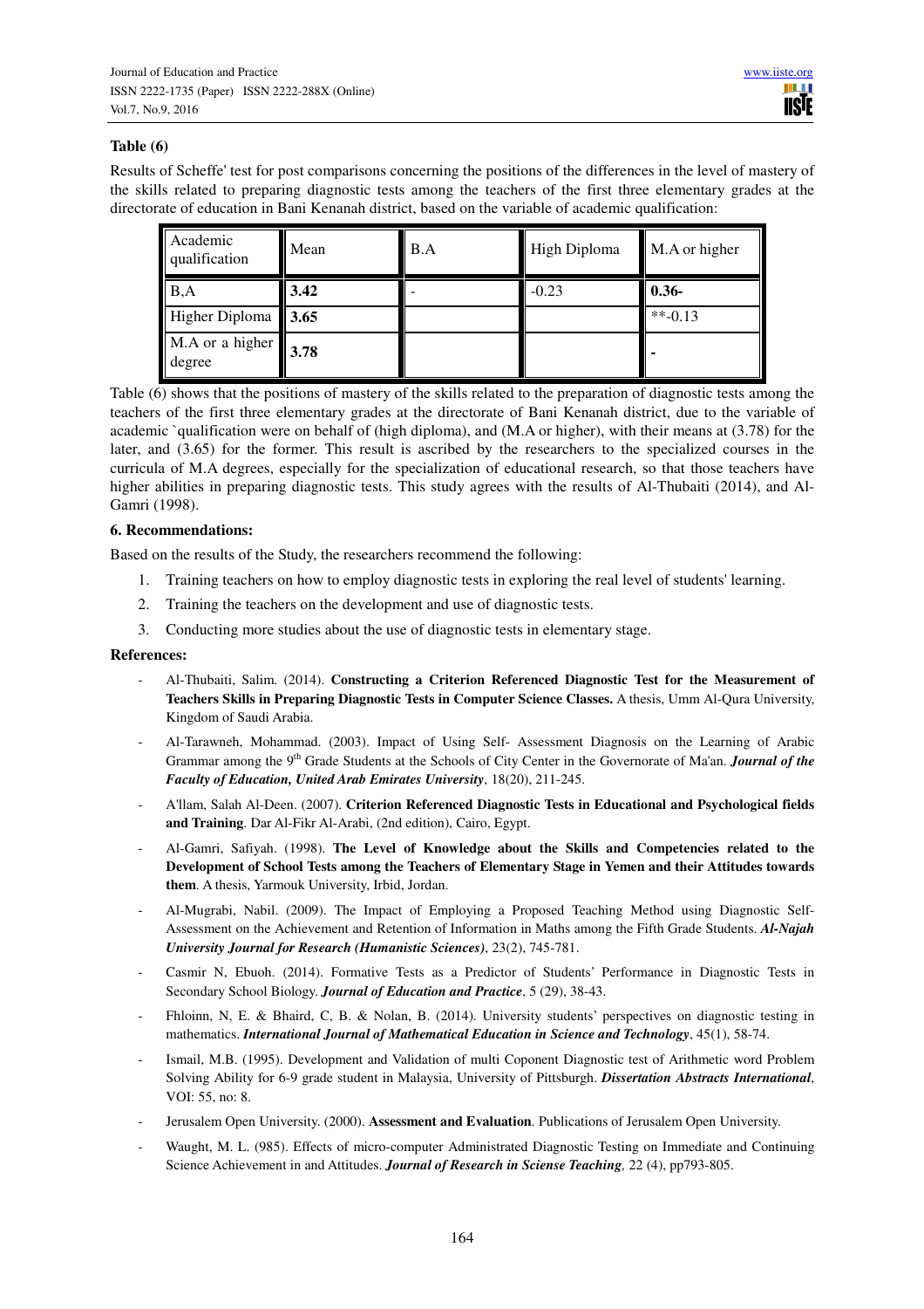**Table (6)**

Results of Scheffe' test for post comparisons concerning the positions of the differences in the level of mastery of the skills related to preparing diagnostic tests among the teachers of the first three elementary grades at the directorate of education in Bani Kenanah district, based on the variable of academic qualification:

| Academic qualification | Mean | B.A | High Diploma | M.A or higher |
|---|---|---|---|---|
| B,A | **3.42** | - | -0.23 | **0.36-** |
| Higher Diploma | **3.65** | | | **-0.13 |
| M.A or a higher degree | **3.78** | | | - |

Table (6) shows that the positions of mastery of the skills related to the preparation of diagnostic tests among the teachers of the first three elementary grades at the directorate of Bani Kenanah district, due to the variable of academic `qualification were on behalf of (high diploma), and (M.A or higher), with their means at (3.78) for the later, and (3.65) for the former. This result is ascribed by the researchers to the specialized courses in the curricula of M.A degrees, especially for the specialization of educational research, so that those teachers have higher abilities in preparing diagnostic tests. This study agrees with the results of Al-Thubaiti (2014), and Al-Gamri (1998).

### 6. Recommendations:

Based on the results of the Study, the researchers recommend the following:

1. Training teachers on how to employ diagnostic tests in exploring the real level of students' learning.
2. Training the teachers on the development and use of diagnostic tests.
3. Conducting more studies about the use of diagnostic tests in elementary stage.

### References:

- Al-Thubaiti, Salim. (2014). **Constructing a Criterion Referenced Diagnostic Test for the Measurement of Teachers Skills in Preparing Diagnostic Tests in Computer Science Classes.** A thesis, Umm Al-Qura University, Kingdom of Saudi Arabia.
- Al-Tarawneh, Mohammad. (2003). Impact of Using Self- Assessment Diagnosis on the Learning of Arabic Grammar among the 9th Grade Students at the Schools of City Center in the Governorate of Ma'an. ***Journal of the Faculty of Education, United Arab Emirates University***, 18(20), 211-245.
- A'llam, Salah Al-Deen. (2007). **Criterion Referenced Diagnostic Tests in Educational and Psychological fields and Training**. Dar Al-Fikr Al-Arabi, (2nd edition), Cairo, Egypt.
- Al-Gamri, Safiyah. (1998). **The Level of Knowledge about the Skills and Competencies related to the Development of School Tests among the Teachers of Elementary Stage in Yemen and their Attitudes towards them**. A thesis, Yarmouk University, Irbid, Jordan.
- Al-Mugrabi, Nabil. (2009). The Impact of Employing a Proposed Teaching Method using Diagnostic Self-Assessment on the Achievement and Retention of Information in Maths among the Fifth Grade Students. ***Al-Najah University Journal for Research (Humanistic Sciences)***, 23(2), 745-781.
- Casmir N, Ebuoh. (2014). Formative Tests as a Predictor of Students' Performance in Diagnostic Tests in Secondary School Biology. ***Journal of Education and Practice***, 5 (29), 38-43.
- Fhloinn, N, E. & Bhaird, C, B. & Nolan, B. (2014). University students' perspectives on diagnostic testing in mathematics. ***International Journal of Mathematical Education in Science and Technology***, 45(1), 58-74.
- Ismail, M.B. (1995). Development and Validation of multi Coponent Diagnostic test of Arithmetic word Problem Solving Ability for 6-9 grade student in Malaysia, University of Pittsburgh. ***Dissertation Abstracts International***, VOI: 55, no: 8.
- Jerusalem Open University. (2000). **Assessment and Evaluation**. Publications of Jerusalem Open University.
- Waught, M. L. (985). Effects of micro-computer Administrated Diagnostic Testing on Immediate and Continuing Science Achievement in and Attitudes. ***Journal of Research in Sciense Teaching,*** 22 (4), pp793-805.